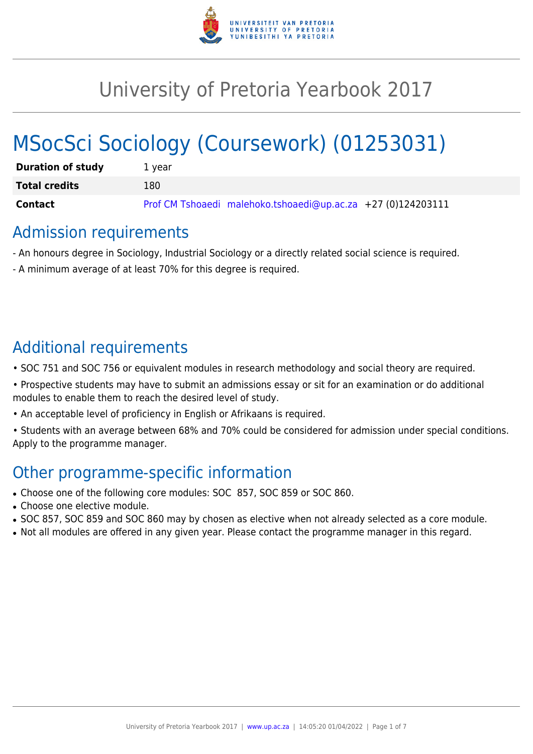# University of Pretoria Yearbook 2017

# MSocSci Sociology (Coursework) (01253031)

| | |
|---|---|
| **Duration of study** | 1 year |
| **Total credits** | 180 |
| **Contact** | Prof CM Tshoaedi malehoko.tshoaedi@up.ac.za +27 (0)124203111 |

## Admission requirements

- An honours degree in Sociology, Industrial Sociology or a directly related social science is required.

- A minimum average of at least 70% for this degree is required.

## Additional requirements

• SOC 751 and SOC 756 or equivalent modules in research methodology and social theory are required.

• Prospective students may have to submit an admissions essay or sit for an examination or do additional modules to enable them to reach the desired level of study.

• An acceptable level of proficiency in English or Afrikaans is required.

• Students with an average between 68% and 70% could be considered for admission under special conditions. Apply to the programme manager.

## Other programme-specific information

- Choose one of the following core modules: SOC 857, SOC 859 or SOC 860.
- Choose one elective module.
- SOC 857, SOC 859 and SOC 860 may by chosen as elective when not already selected as a core module.
- Not all modules are offered in any given year. Please contact the programme manager in this regard.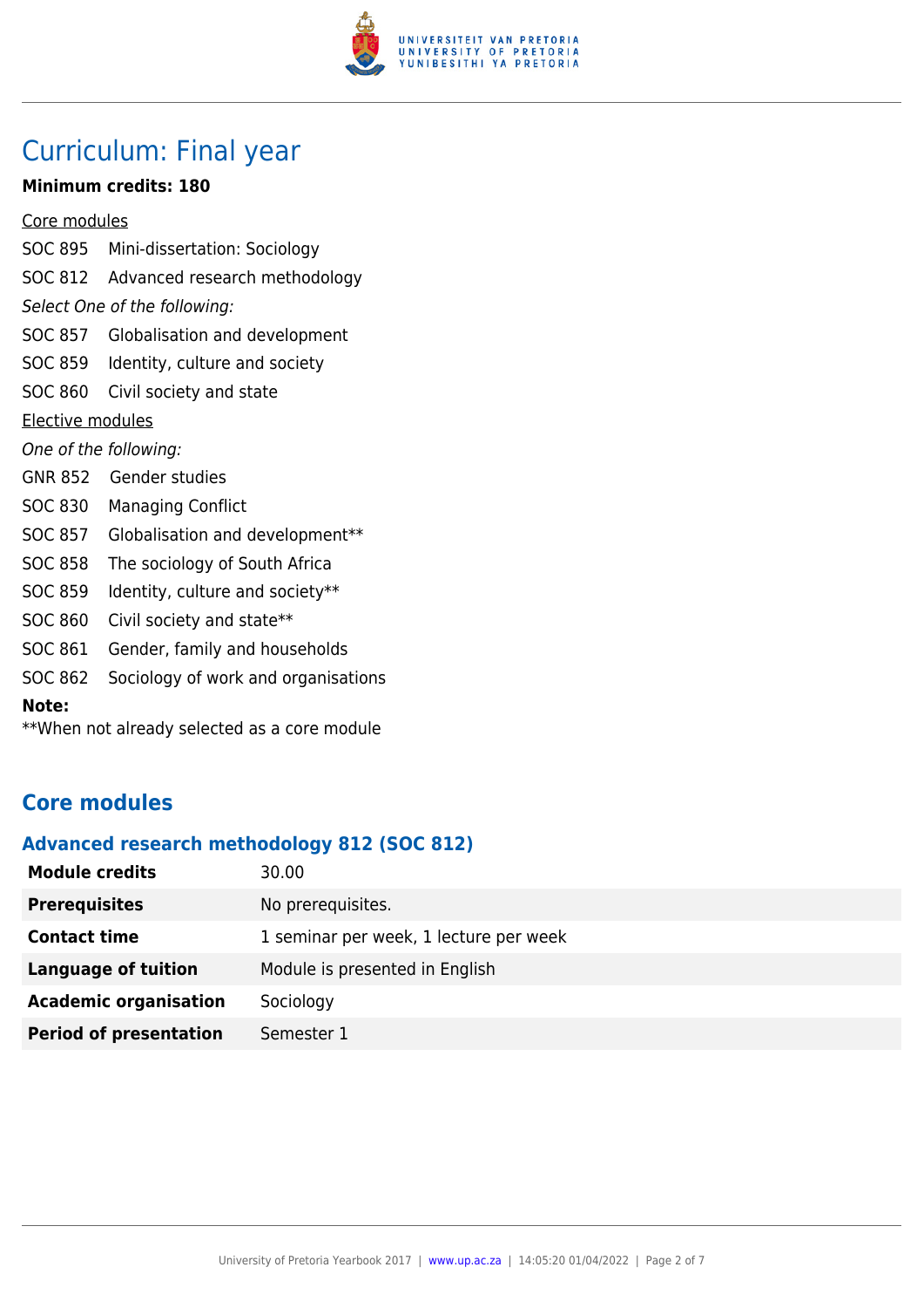# Curriculum: Final year

**Minimum credits: 180**

Core modules

SOC 895 Mini-dissertation: Sociology

SOC 812 Advanced research methodology

*Select One of the following:*

SOC 857 Globalisation and development

SOC 859 Identity, culture and society

SOC 860 Civil society and state

Elective modules

*One of the following:*

GNR 852 Gender studies

SOC 830 Managing Conflict

SOC 857 Globalisation and development**

SOC 858 The sociology of South Africa

SOC 859 Identity, culture and society**

SOC 860 Civil society and state**

SOC 861 Gender, family and households

SOC 862 Sociology of work and organisations

**Note:**

**When not already selected as a core module

## Core modules

### Advanced research methodology 812 (SOC 812)

| | |
|---|---|
| **Module credits** | 30.00 |
| **Prerequisites** | No prerequisites. |
| **Contact time** | 1 seminar per week, 1 lecture per week |
| **Language of tuition** | Module is presented in English |
| **Academic organisation** | Sociology |
| **Period of presentation** | Semester 1 |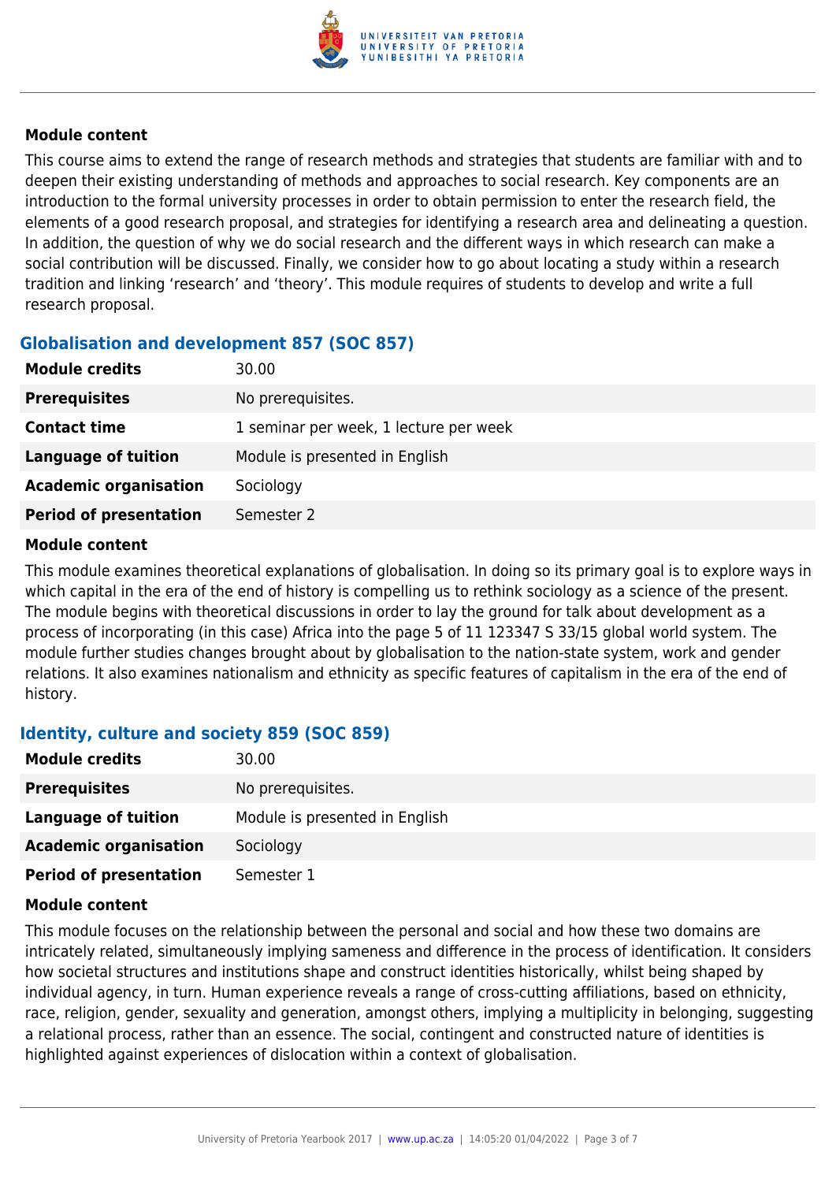#### Module content

This course aims to extend the range of research methods and strategies that students are familiar with and to deepen their existing understanding of methods and approaches to social research. Key components are an introduction to the formal university processes in order to obtain permission to enter the research field, the elements of a good research proposal, and strategies for identifying a research area and delineating a question. In addition, the question of why we do social research and the different ways in which research can make a social contribution will be discussed. Finally, we consider how to go about locating a study within a research tradition and linking 'research' and 'theory'. This module requires of students to develop and write a full research proposal.

### Globalisation and development 857 (SOC 857)

| | |
|---|---|
| **Module credits** | 30.00 |
| **Prerequisites** | No prerequisites. |
| **Contact time** | 1 seminar per week, 1 lecture per week |
| **Language of tuition** | Module is presented in English |
| **Academic organisation** | Sociology |
| **Period of presentation** | Semester 2 |

#### Module content

This module examines theoretical explanations of globalisation. In doing so its primary goal is to explore ways in which capital in the era of the end of history is compelling us to rethink sociology as a science of the present. The module begins with theoretical discussions in order to lay the ground for talk about development as a process of incorporating (in this case) Africa into the page 5 of 11 123347 S 33/15 global world system. The module further studies changes brought about by globalisation to the nation-state system, work and gender relations. It also examines nationalism and ethnicity as specific features of capitalism in the era of the end of history.

### Identity, culture and society 859 (SOC 859)

| | |
|---|---|
| **Module credits** | 30.00 |
| **Prerequisites** | No prerequisites. |
| **Language of tuition** | Module is presented in English |
| **Academic organisation** | Sociology |
| **Period of presentation** | Semester 1 |

#### Module content

This module focuses on the relationship between the personal and social and how these two domains are intricately related, simultaneously implying sameness and difference in the process of identification. It considers how societal structures and institutions shape and construct identities historically, whilst being shaped by individual agency, in turn. Human experience reveals a range of cross-cutting affiliations, based on ethnicity, race, religion, gender, sexuality and generation, amongst others, implying a multiplicity in belonging, suggesting a relational process, rather than an essence. The social, contingent and constructed nature of identities is highlighted against experiences of dislocation within a context of globalisation.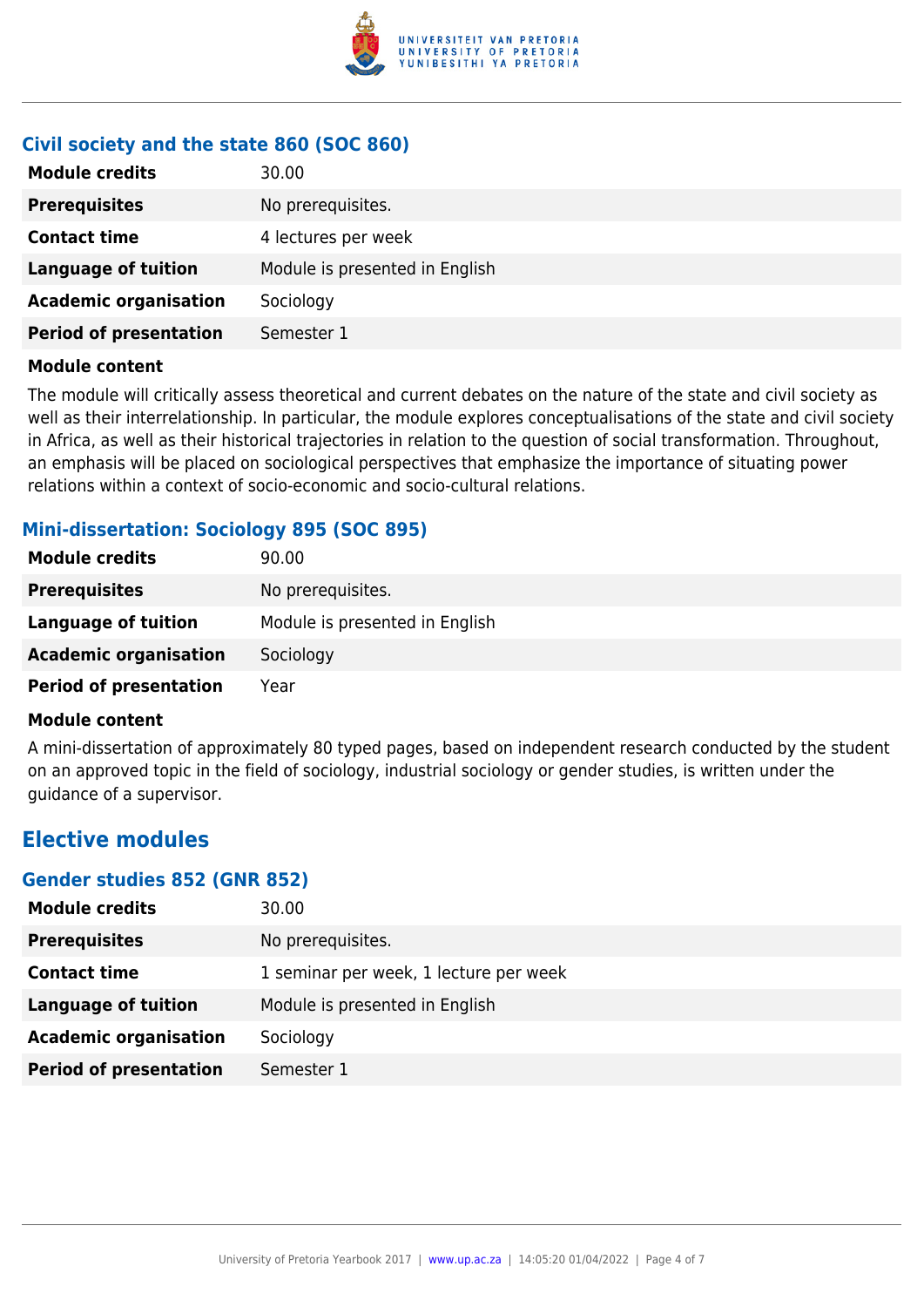### Civil society and the state 860 (SOC 860)

| | |
|---|---|
| **Module credits** | 30.00 |
| **Prerequisites** | No prerequisites. |
| **Contact time** | 4 lectures per week |
| **Language of tuition** | Module is presented in English |
| **Academic organisation** | Sociology |
| **Period of presentation** | Semester 1 |

**Module content**

The module will critically assess theoretical and current debates on the nature of the state and civil society as well as their interrelationship. In particular, the module explores conceptualisations of the state and civil society in Africa, as well as their historical trajectories in relation to the question of social transformation. Throughout, an emphasis will be placed on sociological perspectives that emphasize the importance of situating power relations within a context of socio-economic and socio-cultural relations.

### Mini-dissertation: Sociology 895 (SOC 895)

| | |
|---|---|
| **Module credits** | 90.00 |
| **Prerequisites** | No prerequisites. |
| **Language of tuition** | Module is presented in English |
| **Academic organisation** | Sociology |
| **Period of presentation** | Year |

**Module content**

A mini-dissertation of approximately 80 typed pages, based on independent research conducted by the student on an approved topic in the field of sociology, industrial sociology or gender studies, is written under the guidance of a supervisor.

## Elective modules

### Gender studies 852 (GNR 852)

| | |
|---|---|
| **Module credits** | 30.00 |
| **Prerequisites** | No prerequisites. |
| **Contact time** | 1 seminar per week, 1 lecture per week |
| **Language of tuition** | Module is presented in English |
| **Academic organisation** | Sociology |
| **Period of presentation** | Semester 1 |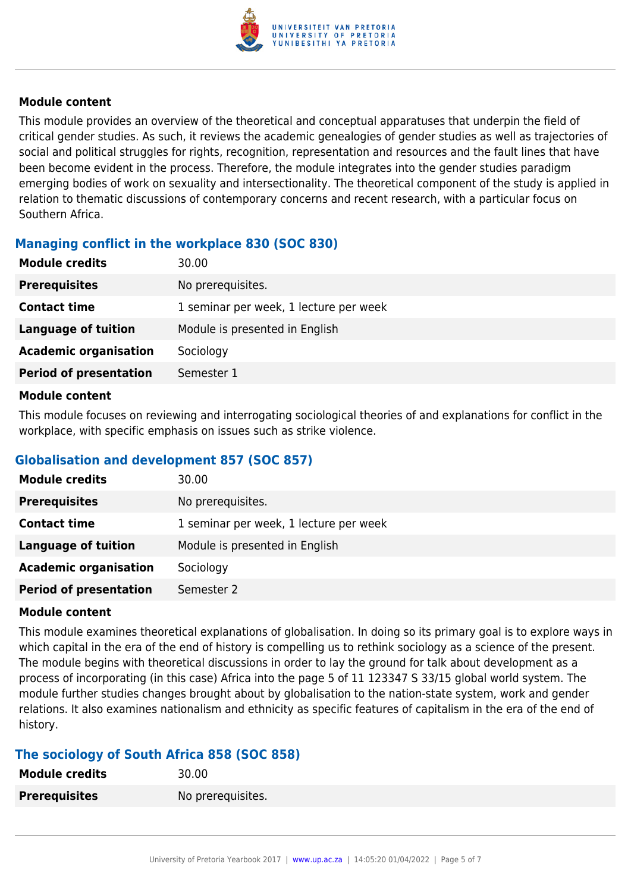#### Module content

This module provides an overview of the theoretical and conceptual apparatuses that underpin the field of critical gender studies. As such, it reviews the academic genealogies of gender studies as well as trajectories of social and political struggles for rights, recognition, representation and resources and the fault lines that have been become evident in the process. Therefore, the module integrates into the gender studies paradigm emerging bodies of work on sexuality and intersectionality. The theoretical component of the study is applied in relation to thematic discussions of contemporary concerns and recent research, with a particular focus on Southern Africa.

### Managing conflict in the workplace 830 (SOC 830)

| | |
|---|---|
| **Module credits** | 30.00 |
| **Prerequisites** | No prerequisites. |
| **Contact time** | 1 seminar per week, 1 lecture per week |
| **Language of tuition** | Module is presented in English |
| **Academic organisation** | Sociology |
| **Period of presentation** | Semester 1 |

#### Module content

This module focuses on reviewing and interrogating sociological theories of and explanations for conflict in the workplace, with specific emphasis on issues such as strike violence.

### Globalisation and development 857 (SOC 857)

| | |
|---|---|
| **Module credits** | 30.00 |
| **Prerequisites** | No prerequisites. |
| **Contact time** | 1 seminar per week, 1 lecture per week |
| **Language of tuition** | Module is presented in English |
| **Academic organisation** | Sociology |
| **Period of presentation** | Semester 2 |

#### Module content

This module examines theoretical explanations of globalisation. In doing so its primary goal is to explore ways in which capital in the era of the end of history is compelling us to rethink sociology as a science of the present. The module begins with theoretical discussions in order to lay the ground for talk about development as a process of incorporating (in this case) Africa into the page 5 of 11 123347 S 33/15 global world system. The module further studies changes brought about by globalisation to the nation-state system, work and gender relations. It also examines nationalism and ethnicity as specific features of capitalism in the era of the end of history.

### The sociology of South Africa 858 (SOC 858)

| | |
|---|---|
| **Module credits** | 30.00 |
| **Prerequisites** | No prerequisites. |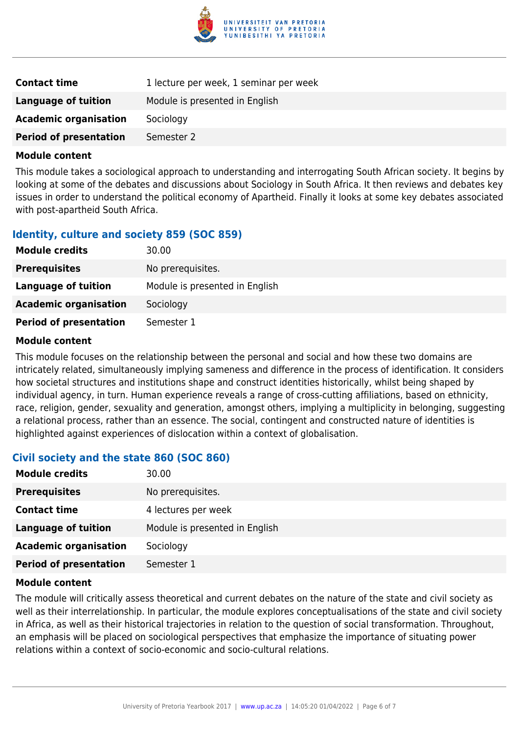| | |
|---|---|
| **Contact time** | 1 lecture per week, 1 seminar per week |
| **Language of tuition** | Module is presented in English |
| **Academic organisation** | Sociology |
| **Period of presentation** | Semester 2 |

**Module content**

This module takes a sociological approach to understanding and interrogating South African society. It begins by looking at some of the debates and discussions about Sociology in South Africa. It then reviews and debates key issues in order to understand the political economy of Apartheid. Finally it looks at some key debates associated with post-apartheid South Africa.

### Identity, culture and society 859 (SOC 859)

| | |
|---|---|
| **Module credits** | 30.00 |
| **Prerequisites** | No prerequisites. |
| **Language of tuition** | Module is presented in English |
| **Academic organisation** | Sociology |
| **Period of presentation** | Semester 1 |

**Module content**

This module focuses on the relationship between the personal and social and how these two domains are intricately related, simultaneously implying sameness and difference in the process of identification. It considers how societal structures and institutions shape and construct identities historically, whilst being shaped by individual agency, in turn. Human experience reveals a range of cross-cutting affiliations, based on ethnicity, race, religion, gender, sexuality and generation, amongst others, implying a multiplicity in belonging, suggesting a relational process, rather than an essence. The social, contingent and constructed nature of identities is highlighted against experiences of dislocation within a context of globalisation.

### Civil society and the state 860 (SOC 860)

| | |
|---|---|
| **Module credits** | 30.00 |
| **Prerequisites** | No prerequisites. |
| **Contact time** | 4 lectures per week |
| **Language of tuition** | Module is presented in English |
| **Academic organisation** | Sociology |
| **Period of presentation** | Semester 1 |

**Module content**

The module will critically assess theoretical and current debates on the nature of the state and civil society as well as their interrelationship. In particular, the module explores conceptualisations of the state and civil society in Africa, as well as their historical trajectories in relation to the question of social transformation. Throughout, an emphasis will be placed on sociological perspectives that emphasize the importance of situating power relations within a context of socio-economic and socio-cultural relations.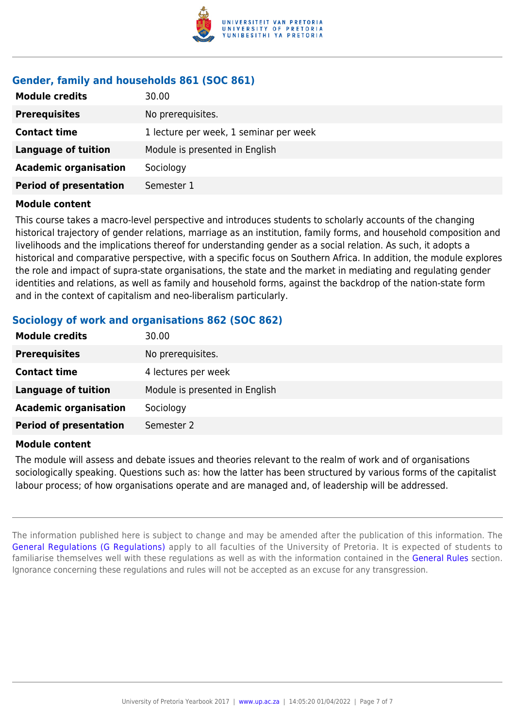## Gender, family and households 861 (SOC 861)

| | |
|---|---|
| **Module credits** | 30.00 |
| **Prerequisites** | No prerequisites. |
| **Contact time** | 1 lecture per week, 1 seminar per week |
| **Language of tuition** | Module is presented in English |
| **Academic organisation** | Sociology |
| **Period of presentation** | Semester 1 |

**Module content**

This course takes a macro-level perspective and introduces students to scholarly accounts of the changing historical trajectory of gender relations, marriage as an institution, family forms, and household composition and livelihoods and the implications thereof for understanding gender as a social relation. As such, it adopts a historical and comparative perspective, with a specific focus on Southern Africa. In addition, the module explores the role and impact of supra-state organisations, the state and the market in mediating and regulating gender identities and relations, as well as family and household forms, against the backdrop of the nation-state form and in the context of capitalism and neo-liberalism particularly.

## Sociology of work and organisations 862 (SOC 862)

| | |
|---|---|
| **Module credits** | 30.00 |
| **Prerequisites** | No prerequisites. |
| **Contact time** | 4 lectures per week |
| **Language of tuition** | Module is presented in English |
| **Academic organisation** | Sociology |
| **Period of presentation** | Semester 2 |

**Module content**

The module will assess and debate issues and theories relevant to the realm of work and of organisations sociologically speaking. Questions such as: how the latter has been structured by various forms of the capitalist labour process; of how organisations operate and are managed and, of leadership will be addressed.

The information published here is subject to change and may be amended after the publication of this information. The General Regulations (G Regulations) apply to all faculties of the University of Pretoria. It is expected of students to familiarise themselves well with these regulations as well as with the information contained in the General Rules section. Ignorance concerning these regulations and rules will not be accepted as an excuse for any transgression.